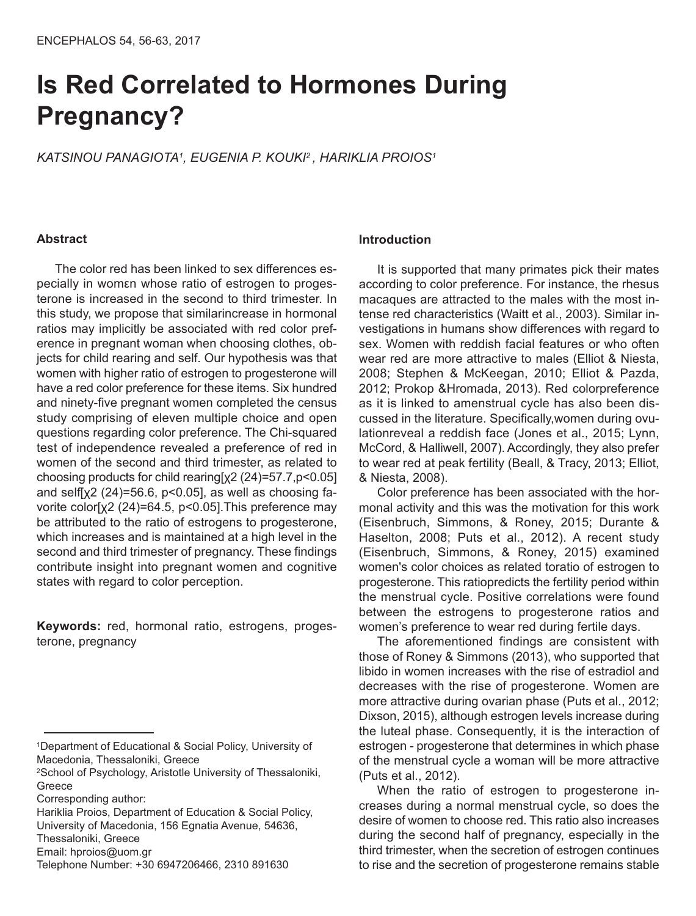# Is Red Correlated to Hormones During Pregnancy?

*KATSINOU PANAGIOTA[1], EUGENIA P. KOUKI[2], HARIKLIA PROIOS[1]*

## Abstract

The color red has been linked to sex differences especially in womεn whose ratio of estrogen to progesterone is increased in the second to third trimester. In this study, we propose that similarincrease in hormonal ratios may implicitly be associated with red color preference in pregnant woman when choosing clothes, objects for child rearing and self. Our hypothesis was that women with higher ratio of estrogen to progesterone will have a red color preference for these items. Six hundred and ninety-five pregnant women completed the census study comprising of eleven multiple choice and open questions regarding color preference. The Chi-squared test of independence revealed a preference of red in women of the second and third trimester, as related to choosing products for child rearing[$\chi^2$ (24)=57.7,$p<0.05$] and self[$\chi^2$ (24)=56.6, $p<0.05$], as well as choosing favorite color[$\chi^2$ (24)=64.5, $p<0.05$].This preference may be attributed to the ratio of estrogens to progesterone, which increases and is maintained at a high level in the second and third trimester of pregnancy. These findings contribute insight into pregnant women and cognitive states with regard to color perception.

**Keywords:** red, hormonal ratio, estrogens, progesterone, pregnancy

[1]Department of Educational & Social Policy, University of Macedonia, Thessaloniki, Greece
[2]School of Psychology, Aristotle University of Thessaloniki, Greece
Corresponding author:
Hariklia Proios, Department of Education & Social Policy, University of Macedonia, 156 Egnatia Avenue, 54636, Thessaloniki, Greece
Email: hproios@uom.gr
Telephone Number: +30 6947206466, 2310 891630

## Introduction

It is supported that many primates pick their mates according to color preference. For instance, the rhesus macaques are attracted to the males with the most intense red characteristics (Waitt et al., 2003). Similar investigations in humans show differences with regard to sex. Women with reddish facial features or who often wear red are more attractive to males (Elliot & Niesta, 2008; Stephen & McKeegan, 2010; Elliot & Pazda, 2012; Prokop &Hromada, 2013). Red colorpreference as it is linked to amenstrual cycle has also been discussed in the literature. Specifically,women during ovulationreveal a reddish face (Jones et al., 2015; Lynn, McCord, & Halliwell, 2007). Accordingly, they also prefer to wear red at peak fertility (Beall, & Tracy, 2013; Elliot, & Niesta, 2008).

Color preference has been associated with the hormonal activity and this was the motivation for this work (Eisenbruch, Simmons, & Roney, 2015; Durante & Haselton, 2008; Puts et al., 2012). A recent study (Eisenbruch, Simmons, & Roney, 2015) examined women's color choices as related toratio of estrogen to progesterone. This ratiopredicts the fertility period within the menstrual cycle. Positive correlations were found between the estrogens to progesterone ratios and women's preference to wear red during fertile days.

The aforementioned findings are consistent with those of Roney & Simmons (2013), who supported that libido in women increases with the rise of estradiol and decreases with the rise of progesterone. Women are more attractive during ovarian phase (Puts et al., 2012; Dixson, 2015), although estrogen levels increase during the luteal phase. Consequently, it is the interaction of estrogen - progesterone that determines in which phase of the menstrual cycle a woman will be more attractive (Puts et al., 2012).

When the ratio of estrogen to progesterone increases during a normal menstrual cycle, so does the desire of women to choose red. This ratio also increases during the second half of pregnancy, especially in the third trimester, when the secretion of estrogen continues to rise and the secretion of progesterone remains stable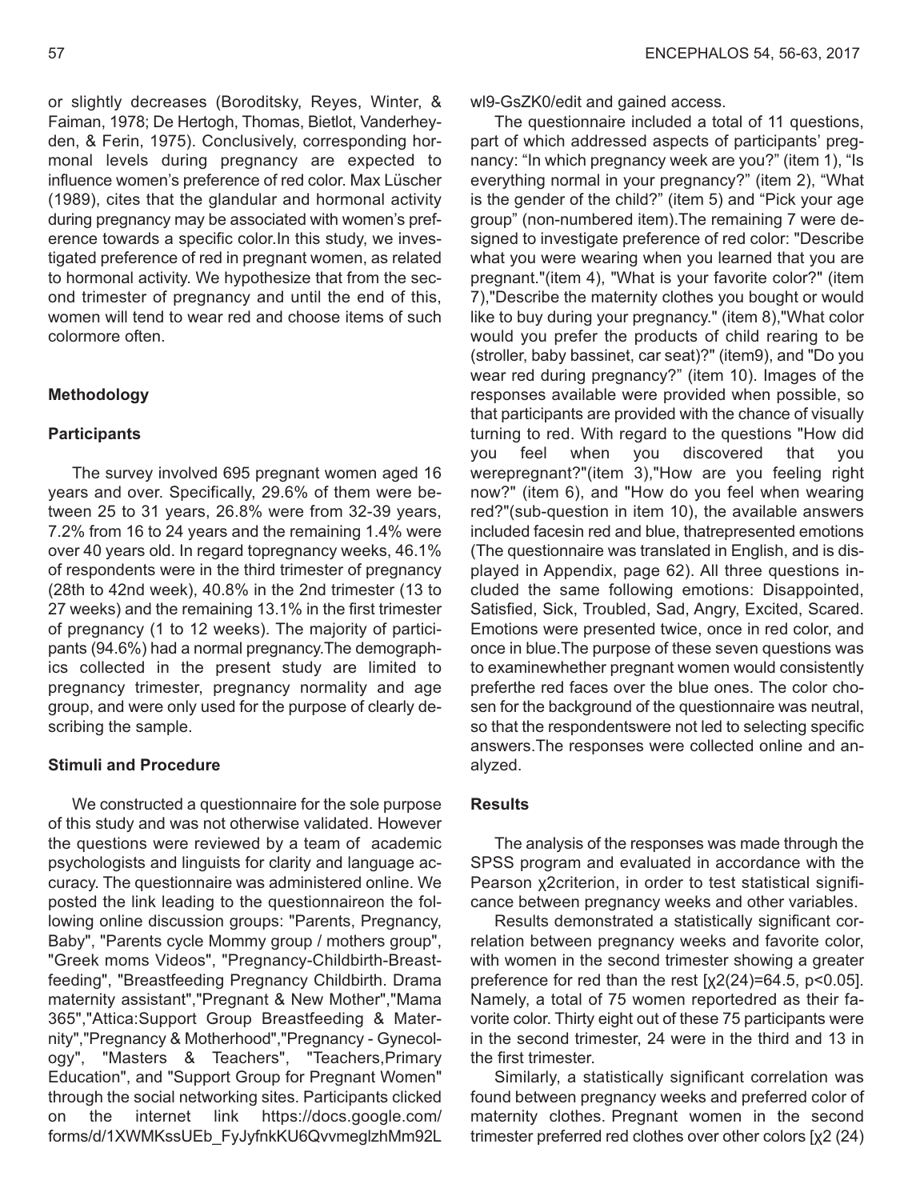or slightly decreases (Boroditsky, Reyes, Winter, & Faiman, 1978; De Hertogh, Thomas, Bietlot, Vanderheyden, & Ferin, 1975). Conclusively, corresponding hormonal levels during pregnancy are expected to influence women's preference of red color. Max Lüscher (1989), cites that the glandular and hormonal activity during pregnancy may be associated with women's preference towards a specific color.In this study, we investigated preference of red in pregnant women, as related to hormonal activity. We hypothesize that from the second trimester of pregnancy and until the end of this, women will tend to wear red and choose items of such colormore often.

## Methodology

### Participants

The survey involved 695 pregnant women aged 16 years and over. Specifically, 29.6% of them were between 25 to 31 years, 26.8% were from 32-39 years, 7.2% from 16 to 24 years and the remaining 1.4% were over 40 years old. In regard topregnancy weeks, 46.1% of respondents were in the third trimester of pregnancy (28th to 42nd week), 40.8% in the 2nd trimester (13 to 27 weeks) and the remaining 13.1% in the first trimester of pregnancy (1 to 12 weeks). The majority of participants (94.6%) had a normal pregnancy.The demographics collected in the present study are limited to pregnancy trimester, pregnancy normality and age group, and were only used for the purpose of clearly describing the sample.

### Stimuli and Procedure

We constructed a questionnaire for the sole purpose of this study and was not otherwise validated. However the questions were reviewed by a team of academic psychologists and linguists for clarity and language accuracy. The questionnaire was administered online. We posted the link leading to the questionnaireon the following online discussion groups: "Parents, Pregnancy, Baby", "Parents cycle Mommy group / mothers group", "Greek moms Videos", "Pregnancy-Childbirth-Breastfeeding", "Breastfeeding Pregnancy Childbirth. Drama maternity assistant","Pregnant & New Mother","Mama 365","Attica:Support Group Breastfeeding & Maternity","Pregnancy & Motherhood","Pregnancy - Gynecology", "Masters & Teachers", "Teachers,Primary Education", and "Support Group for Pregnant Women" through the social networking sites. Participants clicked on the internet link https://docs.google.com/forms/d/1XWMKssUEb_FyJyfnkKU6QvvmeglzhMm92Lwl9-GsZK0/edit and gained access.

The questionnaire included a total of 11 questions, part of which addressed aspects of participants' pregnancy: "In which pregnancy week are you?" (item 1), "Is everything normal in your pregnancy?" (item 2), "What is the gender of the child?" (item 5) and "Pick your age group" (non-numbered item).The remaining 7 were designed to investigate preference of red color: "Describe what you were wearing when you learned that you are pregnant."(item 4), "What is your favorite color?" (item 7),"Describe the maternity clothes you bought or would like to buy during your pregnancy." (item 8),"What color would you prefer the products of child rearing to be (stroller, baby bassinet, car seat)?" (item9), and "Do you wear red during pregnancy?" (item 10). Images of the responses available were provided when possible, so that participants are provided with the chance of visually turning to red. With regard to the questions "How did you feel when you discovered that you werepregnant?"(item 3),"How are you feeling right now?" (item 6), and "How do you feel when wearing red?"(sub-question in item 10), the available answers included facesin red and blue, thatrepresented emotions (The questionnaire was translated in English, and is displayed in Appendix, page 62). All three questions included the same following emotions: Disappointed, Satisfied, Sick, Troubled, Sad, Angry, Excited, Scared. Emotions were presented twice, once in red color, and once in blue.The purpose of these seven questions was to examinewhether pregnant women would consistently preferthe red faces over the blue ones. The color chosen for the background of the questionnaire was neutral, so that the respondentswere not led to selecting specific answers.The responses were collected online and analyzed.

### Results

The analysis of the responses was made through the SPSS program and evaluated in accordance with the Pearson $\chi^2$criterion, in order to test statistical significance between pregnancy weeks and other variables.

Results demonstrated a statistically significant correlation between pregnancy weeks and favorite color, with women in the second trimester showing a greater preference for red than the rest [$\chi^2(24)=64.5$, $p<0.05$]. Namely, a total of 75 women reportedred as their favorite color. Thirty eight out of these 75 participants were in the second trimester, 24 were in the third and 13 in the first trimester.

Similarly, a statistically significant correlation was found between pregnancy weeks and preferred color of maternity clothes. Pregnant women in the second trimester preferred red clothes over other colors [$\chi^2$ (24)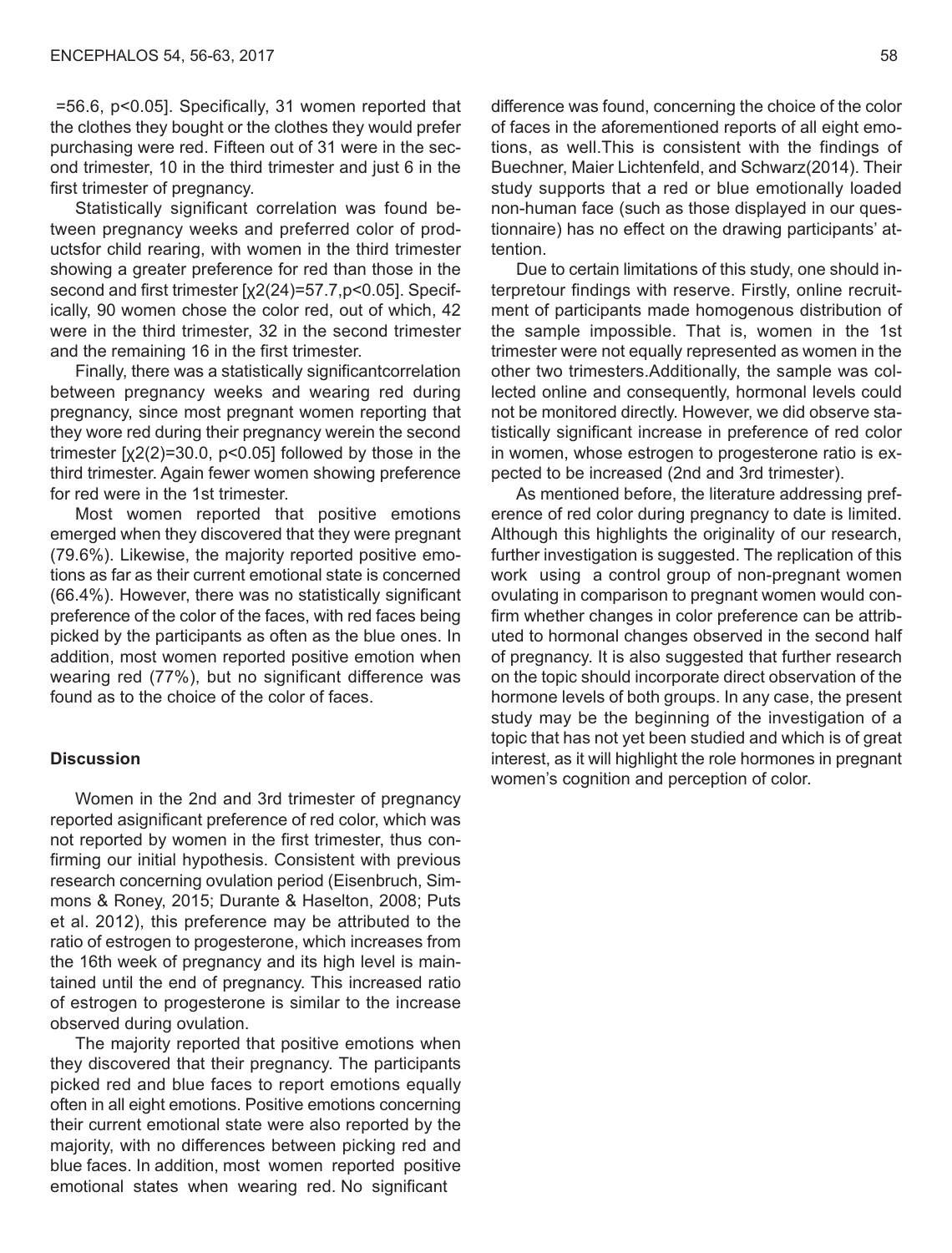=56.6, $p<0.05$]. Specifically, 31 women reported that the clothes they bought or the clothes they would prefer purchasing were red. Fifteen out of 31 were in the second trimester, 10 in the third trimester and just 6 in the first trimester of pregnancy.

Statistically significant correlation was found between pregnancy weeks and preferred color of productsfor child rearing, with women in the third trimester showing a greater preference for red than those in the second and first trimester [$\chi 2(24)=57.7, p<0.05$]. Specifically, 90 women chose the color red, out of which, 42 were in the third trimester, 32 in the second trimester and the remaining 16 in the first trimester.

Finally, there was a statistically significantcorrelation between pregnancy weeks and wearing red during pregnancy, since most pregnant women reporting that they wore red during their pregnancy werein the second trimester [$\chi 2(2)=30.0, p<0.05$] followed by those in the third trimester. Again fewer women showing preference for red were in the 1st trimester.

Most women reported that positive emotions emerged when they discovered that they were pregnant (79.6%). Likewise, the majority reported positive emotions as far as their current emotional state is concerned (66.4%). However, there was no statistically significant preference of the color of the faces, with red faces being picked by the participants as often as the blue ones. In addition, most women reported positive emotion when wearing red (77%), but no significant difference was found as to the choice of the color of faces.

### Discussion

Women in the 2nd and 3rd trimester of pregnancy reported asignificant preference of red color, which was not reported by women in the first trimester, thus confirming our initial hypothesis. Consistent with previous research concerning ovulation period (Eisenbruch, Simmons & Roney, 2015; Durante & Haselton, 2008; Puts et al. 2012), this preference may be attributed to the ratio of estrogen to progesterone, which increases from the 16th week of pregnancy and its high level is maintained until the end of pregnancy. This increased ratio of estrogen to progesterone is similar to the increase observed during ovulation.

The majority reported that positive emotions when they discovered that their pregnancy. The participants picked red and blue faces to report emotions equally often in all eight emotions. Positive emotions concerning their current emotional state were also reported by the majority, with no differences between picking red and blue faces. In addition, most women reported positive emotional states when wearing red. No significant difference was found, concerning the choice of the color of faces in the aforementioned reports of all eight emotions, as well.This is consistent with the findings of Buechner, Maier Lichtenfeld, and Schwarz(2014). Their study supports that a red or blue emotionally loaded non-human face (such as those displayed in our questionnaire) has no effect on the drawing participants' attention.

Due to certain limitations of this study, one should interpretour findings with reserve. Firstly, online recruitment of participants made homogenous distribution of the sample impossible. That is, women in the 1st trimester were not equally represented as women in the other two trimesters.Additionally, the sample was collected online and consequently, hormonal levels could not be monitored directly. However, we did observe statistically significant increase in preference of red color in women, whose estrogen to progesterone ratio is expected to be increased (2nd and 3rd trimester).

As mentioned before, the literature addressing preference of red color during pregnancy to date is limited. Although this highlights the originality of our research, further investigation is suggested. The replication of this work using a control group of non-pregnant women ovulating in comparison to pregnant women would confirm whether changes in color preference can be attributed to hormonal changes observed in the second half of pregnancy. It is also suggested that further research on the topic should incorporate direct observation of the hormone levels of both groups. In any case, the present study may be the beginning of the investigation of a topic that has not yet been studied and which is of great interest, as it will highlight the role hormones in pregnant women's cognition and perception of color.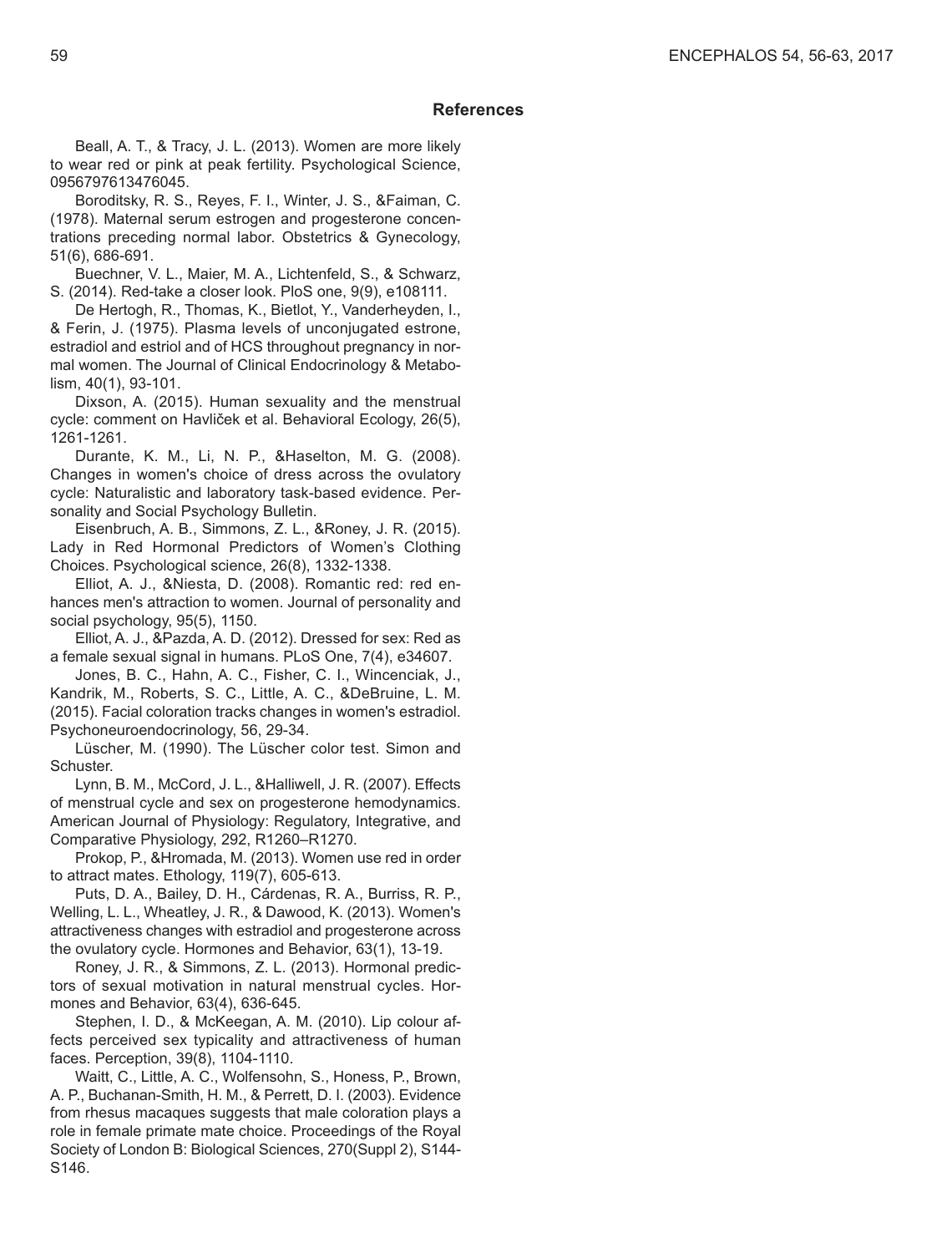## References

Beall, A. T., & Tracy, J. L. (2013). Women are more likely to wear red or pink at peak fertility. Psychological Science, 0956797613476045.

Boroditsky, R. S., Reyes, F. I., Winter, J. S., &Faiman, C. (1978). Maternal serum estrogen and progesterone concentrations preceding normal labor. Obstetrics & Gynecology, 51(6), 686-691.

Buechner, V. L., Maier, M. A., Lichtenfeld, S., & Schwarz, S. (2014). Red-take a closer look. PloS one, 9(9), e108111.

De Hertogh, R., Thomas, K., Bietlot, Y., Vanderheyden, I., & Ferin, J. (1975). Plasma levels of unconjugated estrone, estradiol and estriol and of HCS throughout pregnancy in normal women. The Journal of Clinical Endocrinology & Metabolism, 40(1), 93-101.

Dixson, A. (2015). Human sexuality and the menstrual cycle: comment on Havliček et al. Behavioral Ecology, 26(5), 1261-1261.

Durante, K. M., Li, N. P., &Haselton, M. G. (2008). Changes in women's choice of dress across the ovulatory cycle: Naturalistic and laboratory task-based evidence. Personality and Social Psychology Bulletin.

Eisenbruch, A. B., Simmons, Z. L., &Roney, J. R. (2015). Lady in Red Hormonal Predictors of Women's Clothing Choices. Psychological science, 26(8), 1332-1338.

Elliot, A. J., &Niesta, D. (2008). Romantic red: red enhances men's attraction to women. Journal of personality and social psychology, 95(5), 1150.

Elliot, A. J., &Pazda, A. D. (2012). Dressed for sex: Red as a female sexual signal in humans. PLoS One, 7(4), e34607.

Jones, B. C., Hahn, A. C., Fisher, C. I., Wincenciak, J., Kandrik, M., Roberts, S. C., Little, A. C., &DeBruine, L. M. (2015). Facial coloration tracks changes in women's estradiol. Psychoneuroendocrinology, 56, 29-34.

Lüscher, M. (1990). The Lüscher color test. Simon and Schuster.

Lynn, B. M., McCord, J. L., &Halliwell, J. R. (2007). Effects of menstrual cycle and sex on progesterone hemodynamics. American Journal of Physiology: Regulatory, Integrative, and Comparative Physiology, 292, R1260–R1270.

Prokop, P., &Hromada, M. (2013). Women use red in order to attract mates. Ethology, 119(7), 605-613.

Puts, D. A., Bailey, D. H., Cárdenas, R. A., Burriss, R. P., Welling, L. L., Wheatley, J. R., & Dawood, K. (2013). Women's attractiveness changes with estradiol and progesterone across the ovulatory cycle. Hormones and Behavior, 63(1), 13-19.

Roney, J. R., & Simmons, Z. L. (2013). Hormonal predictors of sexual motivation in natural menstrual cycles. Hormones and Behavior, 63(4), 636-645.

Stephen, I. D., & McKeegan, A. M. (2010). Lip colour affects perceived sex typicality and attractiveness of human faces. Perception, 39(8), 1104-1110.

Waitt, C., Little, A. C., Wolfensohn, S., Honess, P., Brown, A. P., Buchanan-Smith, H. M., & Perrett, D. I. (2003). Evidence from rhesus macaques suggests that male coloration plays a role in female primate mate choice. Proceedings of the Royal Society of London B: Biological Sciences, 270(Suppl 2), S144-S146.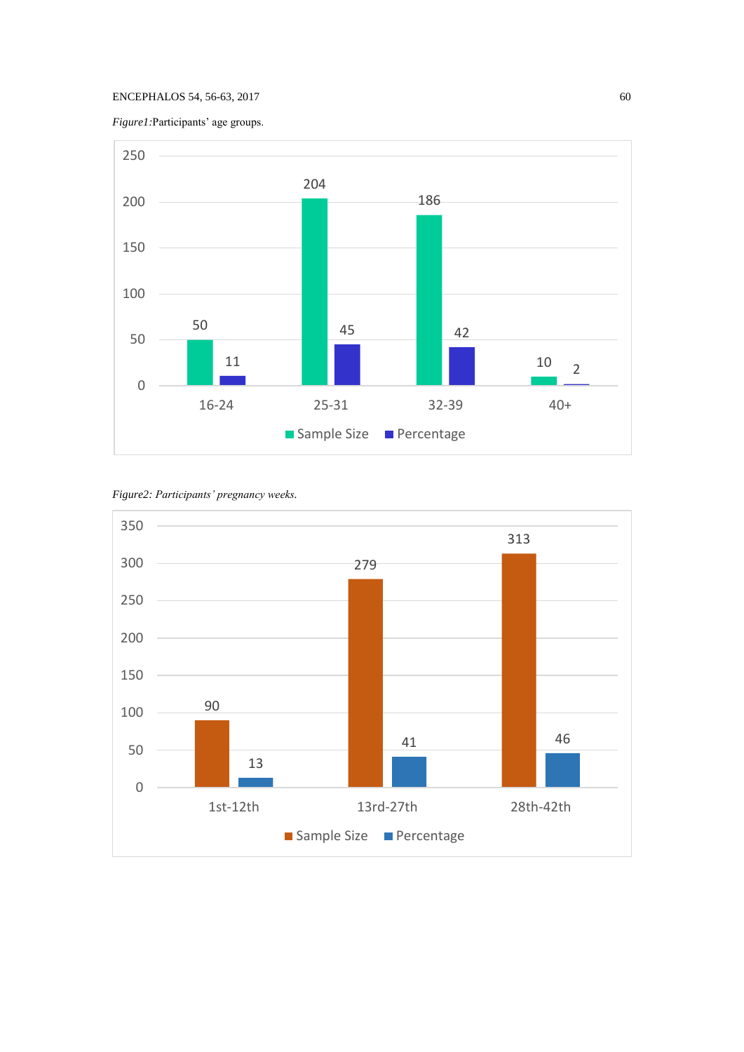*Figure1:*Participants' age groups.

| Age group | Sample Size | Percentage |
|---|---|---|
| 16-24 | 50 | 11 |
| 25-31 | 204 | 45 |
| 32-39 | 186 | 42 |
| 40+ | 10 | 2 |

*Figure2: Participants' pregnancy weeks.*

| Pregnancy weeks | Sample Size | Percentage |
|---|---|---|
| 1st-12th | 90 | 13 |
| 13rd-27th | 279 | 41 |
| 28th-42th | 313 | 46 |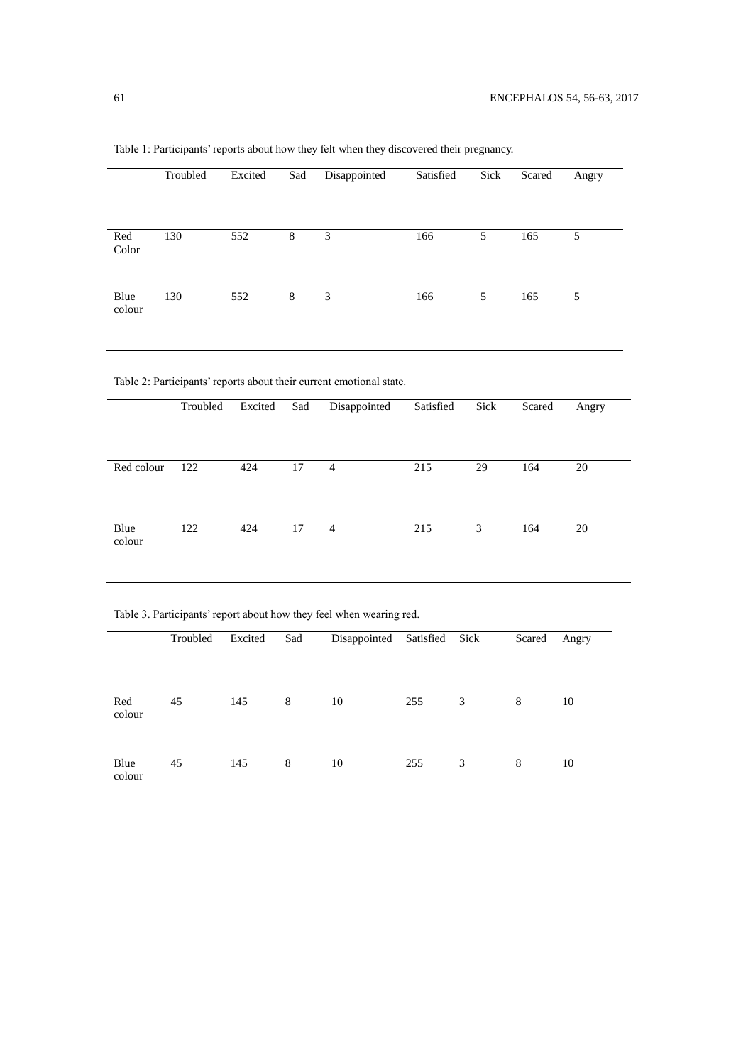Table 1: Participants' reports about how they felt when they discovered their pregnancy.

| | Troubled | Excited | Sad | Disappointed | Satisfied | Sick | Scared | Angry |
|---|---|---|---|---|---|---|---|---|
| Red Color | 130 | 552 | 8 | 3 | 166 | 5 | 165 | 5 |
| Blue colour | 130 | 552 | 8 | 3 | 166 | 5 | 165 | 5 |

Table 2: Participants' reports about their current emotional state.

| | Troubled | Excited | Sad | Disappointed | Satisfied | Sick | Scared | Angry |
|---|---|---|---|---|---|---|---|---|
| Red colour | 122 | 424 | 17 | 4 | 215 | 29 | 164 | 20 |
| Blue colour | 122 | 424 | 17 | 4 | 215 | 3 | 164 | 20 |

Table 3. Participants' report about how they feel when wearing red.

| | Troubled | Excited | Sad | Disappointed | Satisfied | Sick | Scared | Angry |
|---|---|---|---|---|---|---|---|---|
| Red colour | 45 | 145 | 8 | 10 | 255 | 3 | 8 | 10 |
| Blue colour | 45 | 145 | 8 | 10 | 255 | 3 | 8 | 10 |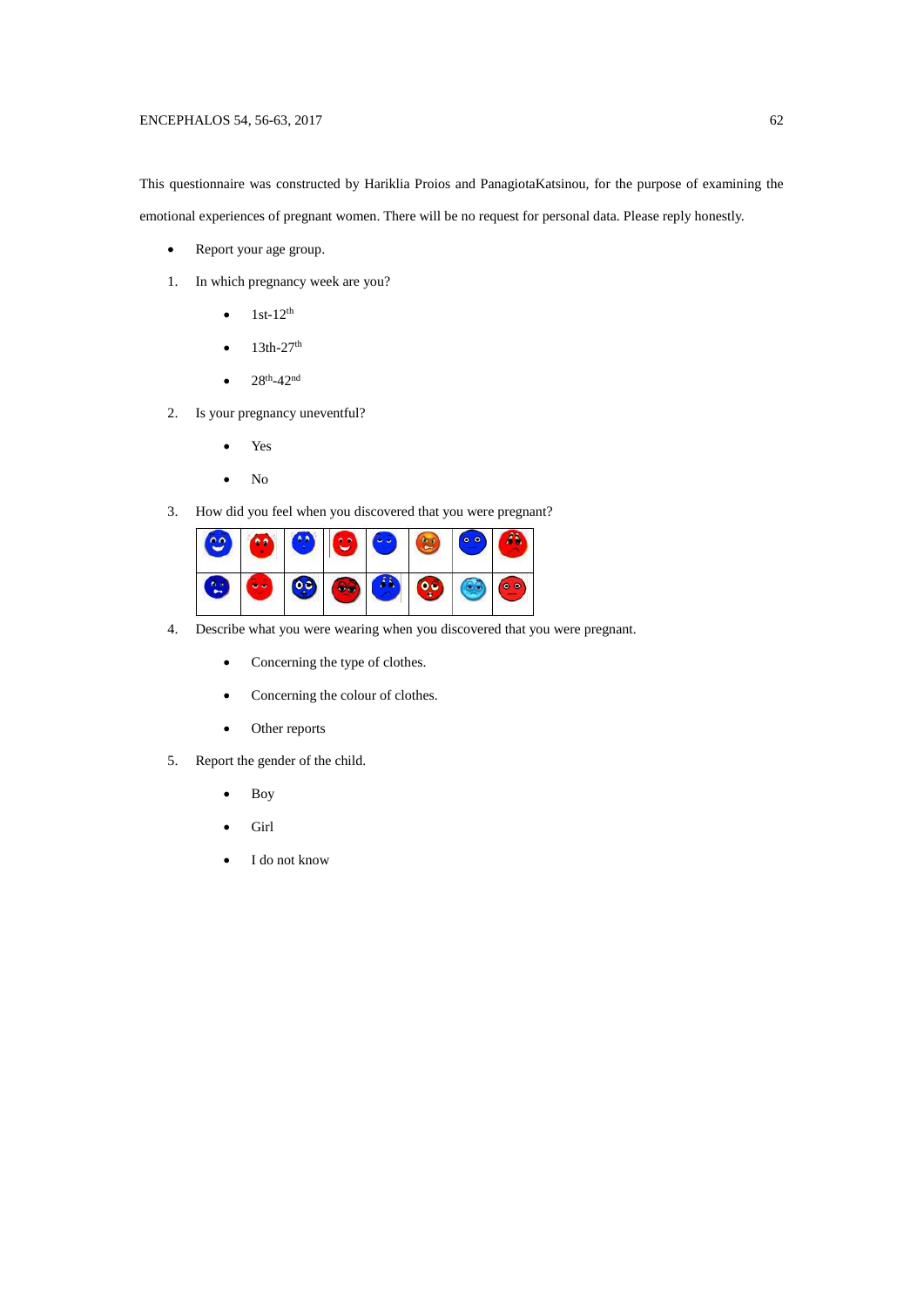This questionnaire was constructed by Hariklia Proios and PanagiotaKatsinou, for the purpose of examining the emotional experiences of pregnant women. There will be no request for personal data. Please reply honestly.

- Report your age group.

1. In which pregnancy week are you?
   - 1st-12th
   - 13th-27th
   - 28th-42nd
2. Is your pregnancy uneventful?
   - Yes
   - No
3. How did you feel when you discovered that you were pregnant?
4. Describe what you were wearing when you discovered that you were pregnant.
   - Concerning the type of clothes.
   - Concerning the colour of clothes.
   - Other reports
5. Report the gender of the child.
   - Boy
   - Girl
   - I do not know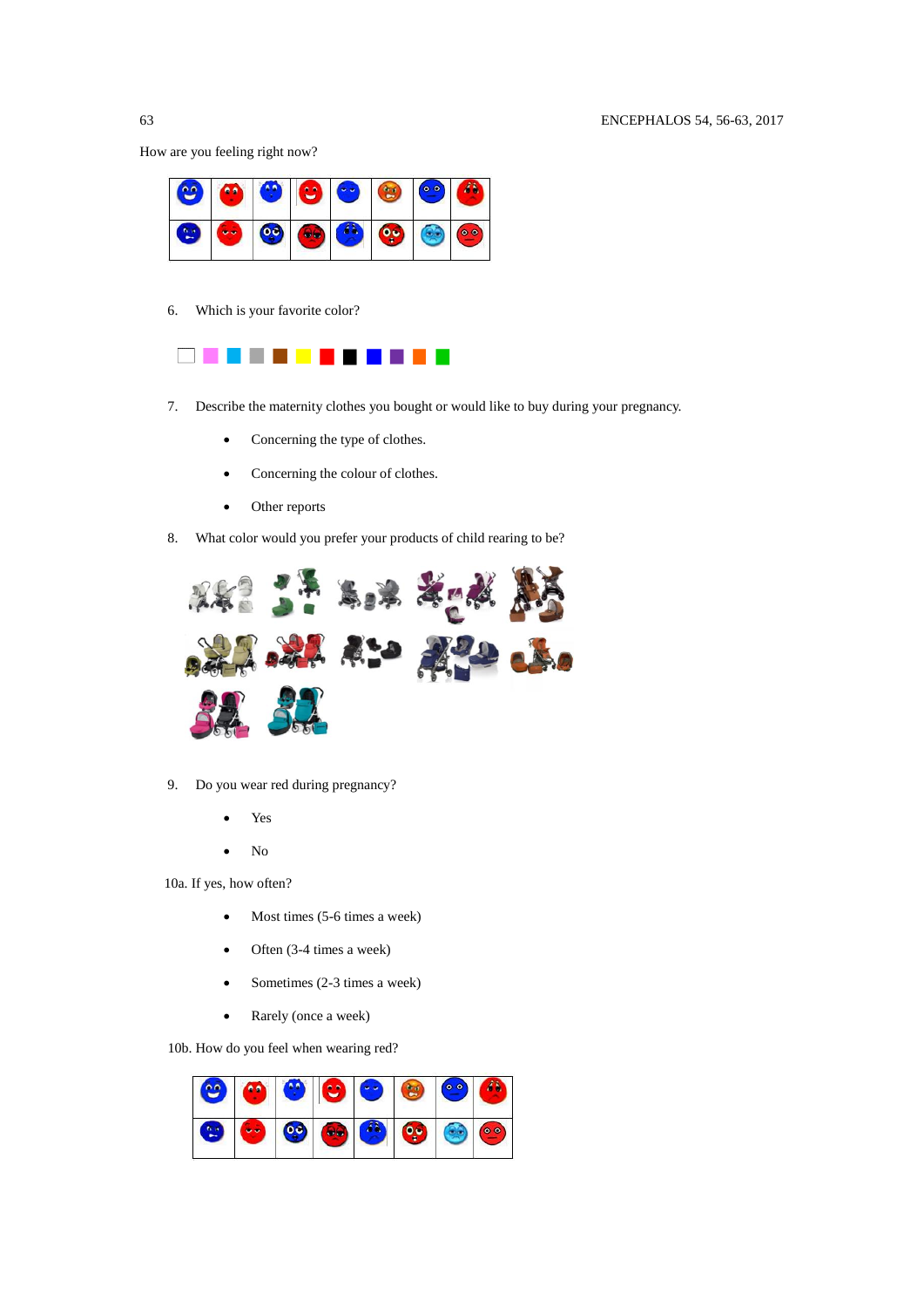How are you feeling right now?

6. Which is your favorite color?

7. Describe the maternity clothes you bought or would like to buy during your pregnancy.

   - Concerning the type of clothes.
   - Concerning the colour of clothes.
   - Other reports

8. What color would you prefer your products of child rearing to be?

9. Do you wear red during pregnancy?

   - Yes
   - No

10a. If yes, how often?

   - Most times (5-6 times a week)
   - Often (3-4 times a week)
   - Sometimes (2-3 times a week)
   - Rarely (once a week)

10b. How do you feel when wearing red?